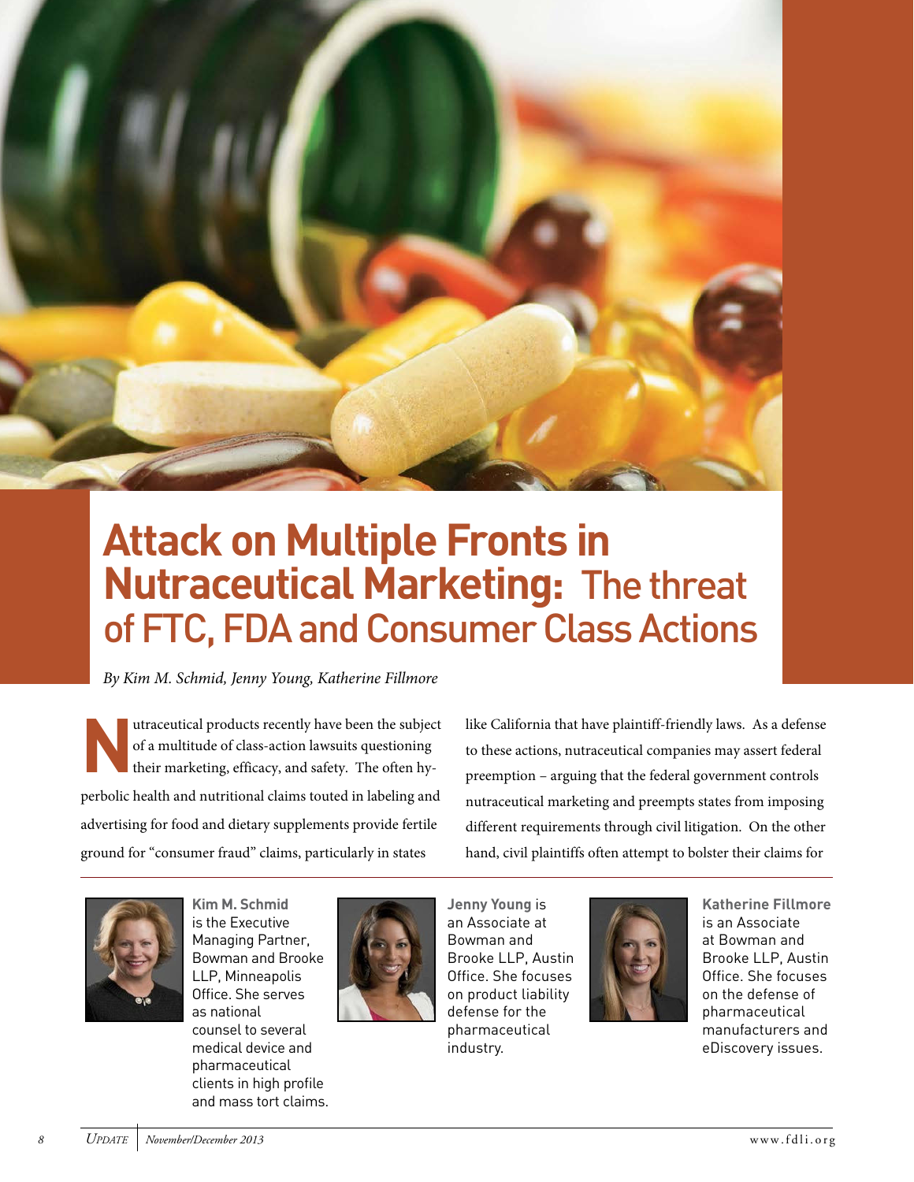# Attack on Multiple Fronts in Nutraceutical Marketing: The threat of FTC, FDA and Consumer Class Actions

*By Kim M. Schmid, Jenny Young, Katherine Fillmore*

Nutraceutical products recently have been the subject of a multitude of class-action lawsuits questioning their marketing, efficacy, and safety. The often hyperbolic health and nutritional claims touted in labeling and advertising for food and dietary supplements provide fertile ground for "consumer fraud" claims, particularly in states like California that have plaintiff-friendly laws. As a defense to these actions, nutraceutical companies may assert federal preemption – arguing that the federal government controls nutraceutical marketing and preempts states from imposing different requirements through civil litigation. On the other hand, civil plaintiffs often attempt to bolster their claims for

**Kim M. Schmid** is the Executive Managing Partner, Bowman and Brooke LLP, Minneapolis Office. She serves as national counsel to several medical device and pharmaceutical clients in high profile and mass tort claims.

**Jenny Young** is an Associate at Bowman and Brooke LLP, Austin Office. She focuses on product liability defense for the pharmaceutical industry.

**Katherine Fillmore** is an Associate at Bowman and Brooke LLP, Austin Office. She focuses on the defense of pharmaceutical manufacturers and eDiscovery issues.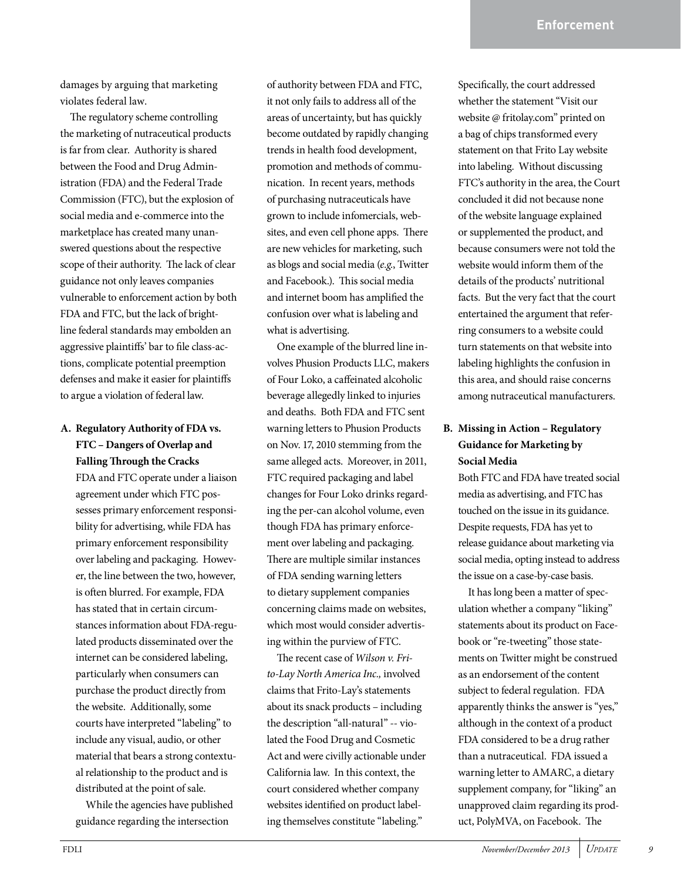damages by arguing that marketing violates federal law.

The regulatory scheme controlling the marketing of nutraceutical products is far from clear. Authority is shared between the Food and Drug Administration (FDA) and the Federal Trade Commission (FTC), but the explosion of social media and e-commerce into the marketplace has created many unanswered questions about the respective scope of their authority. The lack of clear guidance not only leaves companies vulnerable to enforcement action by both FDA and FTC, but the lack of bright-line federal standards may embolden an aggressive plaintiffs' bar to file class-actions, complicate potential preemption defenses and make it easier for plaintiffs to argue a violation of federal law.

## A. Regulatory Authority of FDA vs. FTC – Dangers of Overlap and Falling Through the Cracks

FDA and FTC operate under a liaison agreement under which FTC possesses primary enforcement responsibility for advertising, while FDA has primary enforcement responsibility over labeling and packaging. However, the line between the two, however, is often blurred. For example, FDA has stated that in certain circumstances information about FDA-regulated products disseminated over the internet can be considered labeling, particularly when consumers can purchase the product directly from the website. Additionally, some courts have interpreted "labeling" to include any visual, audio, or other material that bears a strong contextual relationship to the product and is distributed at the point of sale.

While the agencies have published guidance regarding the intersection of authority between FDA and FTC, it not only fails to address all of the areas of uncertainty, but has quickly become outdated by rapidly changing trends in health food development, promotion and methods of communication. In recent years, methods of purchasing nutraceuticals have grown to include infomercials, websites, and even cell phone apps. There are new vehicles for marketing, such as blogs and social media (*e.g.*, Twitter and Facebook.). This social media and internet boom has amplified the confusion over what is labeling and what is advertising.

One example of the blurred line involves Phusion Products LLC, makers of Four Loko, a caffeinated alcoholic beverage allegedly linked to injuries and deaths. Both FDA and FTC sent warning letters to Phusion Products on Nov. 17, 2010 stemming from the same alleged acts. Moreover, in 2011, FTC required packaging and label changes for Four Loko drinks regarding the per-can alcohol volume, even though FDA has primary enforcement over labeling and packaging. There are multiple similar instances of FDA sending warning letters to dietary supplement companies concerning claims made on websites, which most would consider advertising within the purview of FTC.

The recent case of *Wilson v. Frito-Lay North America Inc.,* involved claims that Frito-Lay's statements about its snack products – including the description "all-natural" -- violated the Food Drug and Cosmetic Act and were civilly actionable under California law. In this context, the court considered whether company websites identified on product labeling themselves constitute "labeling." Specifically, the court addressed whether the statement "Visit our website @ fritolay.com" printed on a bag of chips transformed every statement on that Frito Lay website into labeling. Without discussing FTC's authority in the area, the Court concluded it did not because none of the website language explained or supplemented the product, and because consumers were not told the website would inform them of the details of the products' nutritional facts. But the very fact that the court entertained the argument that referring consumers to a website could turn statements on that website into labeling highlights the confusion in this area, and should raise concerns among nutraceutical manufacturers.

## B. Missing in Action – Regulatory Guidance for Marketing by Social Media

Both FTC and FDA have treated social media as advertising, and FTC has touched on the issue in its guidance. Despite requests, FDA has yet to release guidance about marketing via social media, opting instead to address the issue on a case-by-case basis.

It has long been a matter of speculation whether a company "liking" statements about its product on Facebook or "re-tweeting" those statements on Twitter might be construed as an endorsement of the content subject to federal regulation. FDA apparently thinks the answer is "yes," although in the context of a product FDA considered to be a drug rather than a nutraceutical. FDA issued a warning letter to AMARC, a dietary supplement company, for "liking" an unapproved claim regarding its product, PolyMVA, on Facebook. The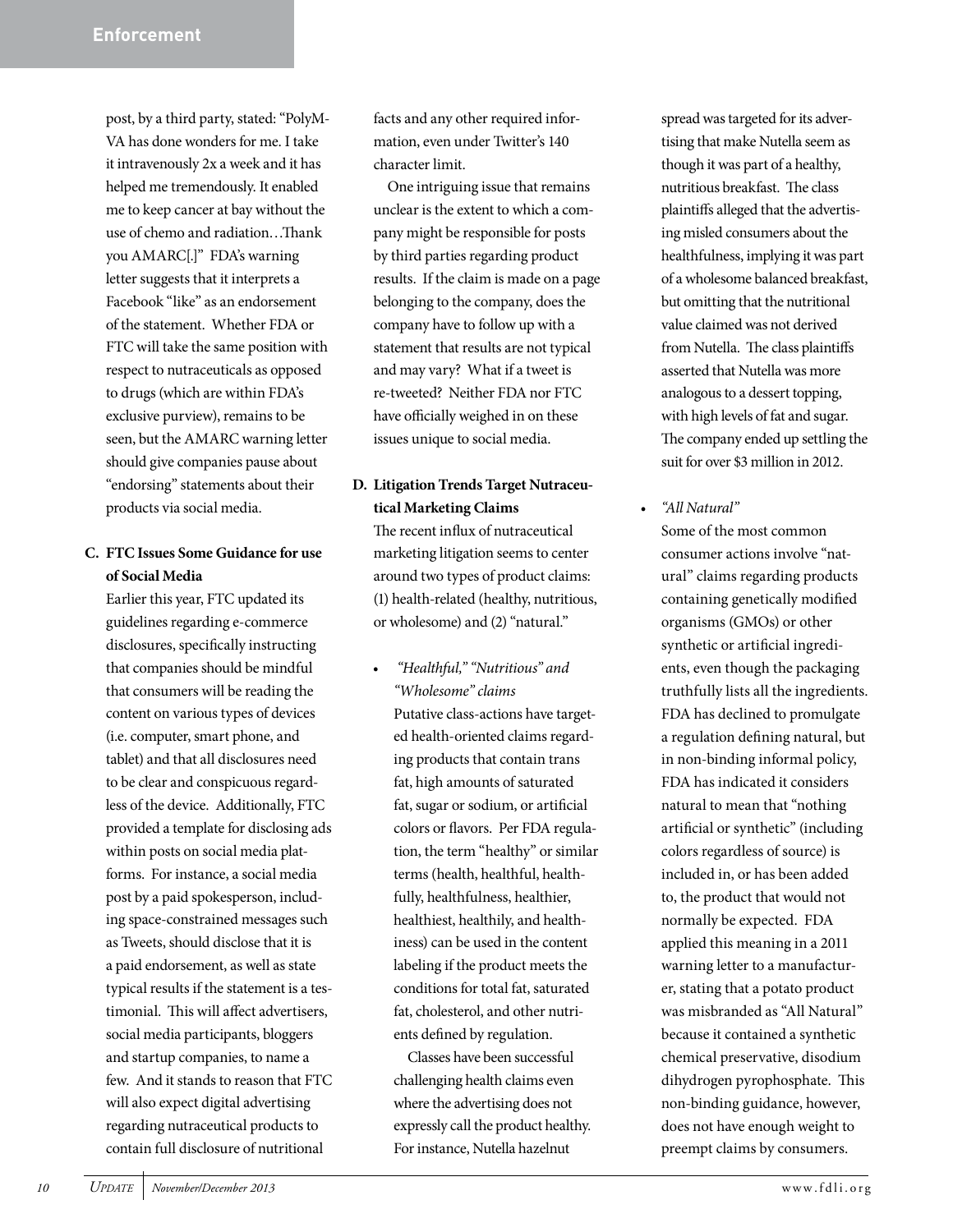post, by a third party, stated: "PolyMVA has done wonders for me. I take it intravenously 2x a week and it has helped me tremendously. It enabled me to keep cancer at bay without the use of chemo and radiation…Thank you AMARC[.]" FDA's warning letter suggests that it interprets a Facebook "like" as an endorsement of the statement. Whether FDA or FTC will take the same position with respect to nutraceuticals as opposed to drugs (which are within FDA's exclusive purview), remains to be seen, but the AMARC warning letter should give companies pause about "endorsing" statements about their products via social media.

**C. FTC Issues Some Guidance for use of Social Media**

Earlier this year, FTC updated its guidelines regarding e-commerce disclosures, specifically instructing that companies should be mindful that consumers will be reading the content on various types of devices (i.e. computer, smart phone, and tablet) and that all disclosures need to be clear and conspicuous regardless of the device. Additionally, FTC provided a template for disclosing ads within posts on social media platforms. For instance, a social media post by a paid spokesperson, including space-constrained messages such as Tweets, should disclose that it is a paid endorsement, as well as state typical results if the statement is a testimonial. This will affect advertisers, social media participants, bloggers and startup companies, to name a few. And it stands to reason that FTC will also expect digital advertising regarding nutraceutical products to contain full disclosure of nutritional facts and any other required information, even under Twitter's 140 character limit.

One intriguing issue that remains unclear is the extent to which a company might be responsible for posts by third parties regarding product results. If the claim is made on a page belonging to the company, does the company have to follow up with a statement that results are not typical and may vary? What if a tweet is re-tweeted? Neither FDA nor FTC have officially weighed in on these issues unique to social media.

**D. Litigation Trends Target Nutraceutical Marketing Claims**

The recent influx of nutraceutical marketing litigation seems to center around two types of product claims: (1) health-related (healthy, nutritious, or wholesome) and (2) "natural."

- *"Healthful," "Nutritious" and "Wholesome" claims*

  Putative class-actions have targeted health-oriented claims regarding products that contain trans fat, high amounts of saturated fat, sugar or sodium, or artificial colors or flavors. Per FDA regulation, the term "healthy" or similar terms (health, healthful, healthfully, healthfulness, healthier, healthiest, healthily, and healthiness) can be used in the content labeling if the product meets the conditions for total fat, saturated fat, cholesterol, and other nutrients defined by regulation.

  Classes have been successful challenging health claims even where the advertising does not expressly call the product healthy. For instance, Nutella hazelnut spread was targeted for its advertising that make Nutella seem as though it was part of a healthy, nutritious breakfast. The class plaintiffs alleged that the advertising misled consumers about the healthfulness, implying it was part of a wholesome balanced breakfast, but omitting that the nutritional value claimed was not derived from Nutella. The class plaintiffs asserted that Nutella was more analogous to a dessert topping, with high levels of fat and sugar. The company ended up settling the suit for over $3 million in 2012.

- *"All Natural"*

  Some of the most common consumer actions involve "natural" claims regarding products containing genetically modified organisms (GMOs) or other synthetic or artificial ingredients, even though the packaging truthfully lists all the ingredients. FDA has declined to promulgate a regulation defining natural, but in non-binding informal policy, FDA has indicated it considers natural to mean that "nothing artificial or synthetic" (including colors regardless of source) is included in, or has been added to, the product that would not normally be expected. FDA applied this meaning in a 2011 warning letter to a manufacturer, stating that a potato product was misbranded as "All Natural" because it contained a synthetic chemical preservative, disodium dihydrogen pyrophosphate. This non-binding guidance, however, does not have enough weight to preempt claims by consumers.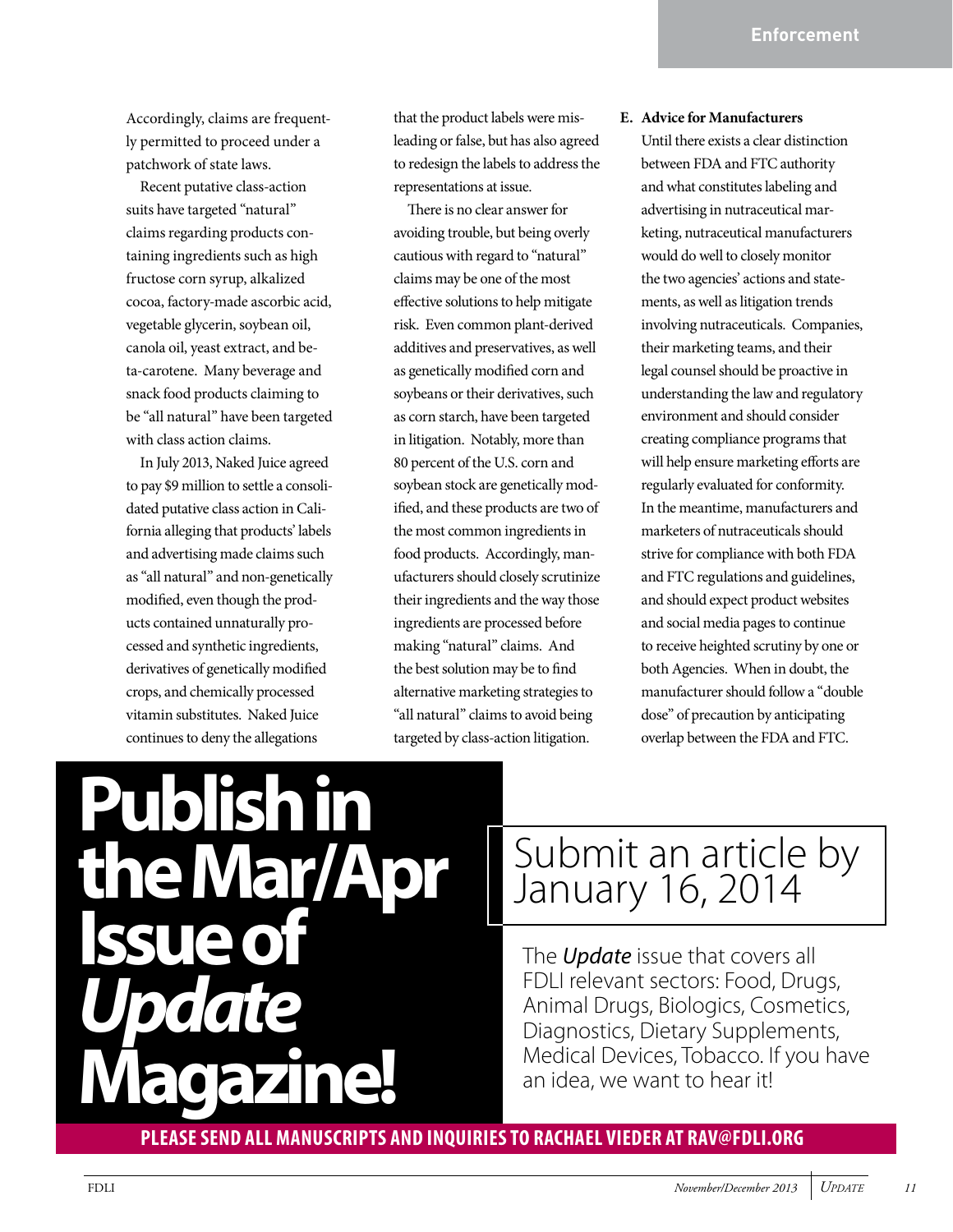Accordingly, claims are frequently permitted to proceed under a patchwork of state laws.

Recent putative class-action suits have targeted "natural" claims regarding products containing ingredients such as high fructose corn syrup, alkalized cocoa, factory-made ascorbic acid, vegetable glycerin, soybean oil, canola oil, yeast extract, and beta-carotene. Many beverage and snack food products claiming to be "all natural" have been targeted with class action claims.

In July 2013, Naked Juice agreed to pay $9 million to settle a consolidated putative class action in California alleging that products' labels and advertising made claims such as "all natural" and non-genetically modified, even though the products contained unnaturally processed and synthetic ingredients, derivatives of genetically modified crops, and chemically processed vitamin substitutes. Naked Juice continues to deny the allegations that the product labels were misleading or false, but has also agreed to redesign the labels to address the representations at issue.

There is no clear answer for avoiding trouble, but being overly cautious with regard to "natural" claims may be one of the most effective solutions to help mitigate risk. Even common plant-derived additives and preservatives, as well as genetically modified corn and soybeans or their derivatives, such as corn starch, have been targeted in litigation. Notably, more than 80 percent of the U.S. corn and soybean stock are genetically modified, and these products are two of the most common ingredients in food products. Accordingly, manufacturers should closely scrutinize their ingredients and the way those ingredients are processed before making "natural" claims. And the best solution may be to find alternative marketing strategies to "all natural" claims to avoid being targeted by class-action litigation.

**E. Advice for Manufacturers**

Until there exists a clear distinction between FDA and FTC authority and what constitutes labeling and advertising in nutraceutical marketing, nutraceutical manufacturers would do well to closely monitor the two agencies' actions and statements, as well as litigation trends involving nutraceuticals. Companies, their marketing teams, and their legal counsel should be proactive in understanding the law and regulatory environment and should consider creating compliance programs that will help ensure marketing efforts are regularly evaluated for conformity. In the meantime, manufacturers and marketers of nutraceuticals should strive for compliance with both FDA and FTC regulations and guidelines, and should expect product websites and social media pages to continue to receive heighted scrutiny by one or both Agencies. When in doubt, the manufacturer should follow a "double dose" of precaution by anticipating overlap between the FDA and FTC.

# Publish in the Mar/Apr Issue of *Update* Magazine!

## Submit an article by January 16, 2014

The *Update* issue that covers all FDLI relevant sectors: Food, Drugs, Animal Drugs, Biologics, Cosmetics, Diagnostics, Dietary Supplements, Medical Devices, Tobacco. If you have an idea, we want to hear it!

**PLEASE SEND ALL MANUSCRIPTS AND INQUIRIES TO RACHAEL VIEDER AT RAV@FDLI.ORG**